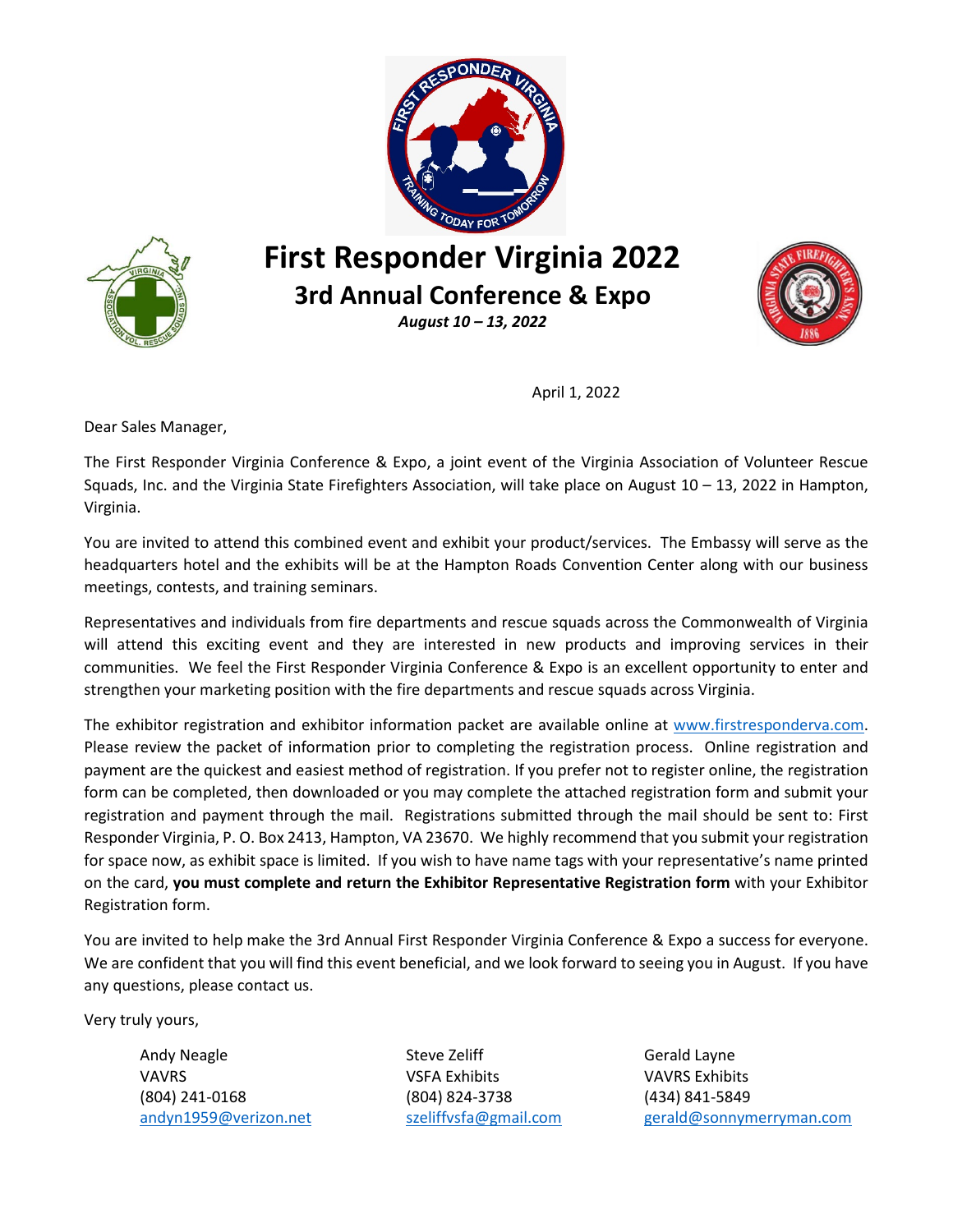# First Responder Virginia 2022

## 3rd Annual Conference & Expo

*August 10 – 13, 2022*

April 1, 2022

Dear Sales Manager,

The First Responder Virginia Conference & Expo, a joint event of the Virginia Association of Volunteer Rescue Squads, Inc. and the Virginia State Firefighters Association, will take place on August 10 – 13, 2022 in Hampton, Virginia.

You are invited to attend this combined event and exhibit your product/services. The Embassy will serve as the headquarters hotel and the exhibits will be at the Hampton Roads Convention Center along with our business meetings, contests, and training seminars.

Representatives and individuals from fire departments and rescue squads across the Commonwealth of Virginia will attend this exciting event and they are interested in new products and improving services in their communities. We feel the First Responder Virginia Conference & Expo is an excellent opportunity to enter and strengthen your marketing position with the fire departments and rescue squads across Virginia.

The exhibitor registration and exhibitor information packet are available online at www.firstresponderva.com. Please review the packet of information prior to completing the registration process. Online registration and payment are the quickest and easiest method of registration. If you prefer not to register online, the registration form can be completed, then downloaded or you may complete the attached registration form and submit your registration and payment through the mail. Registrations submitted through the mail should be sent to: First Responder Virginia, P. O. Box 2413, Hampton, VA 23670. We highly recommend that you submit your registration for space now, as exhibit space is limited. If you wish to have name tags with your representative's name printed on the card, **you must complete and return the Exhibitor Representative Registration form** with your Exhibitor Registration form.

You are invited to help make the 3rd Annual First Responder Virginia Conference & Expo a success for everyone. We are confident that you will find this event beneficial, and we look forward to seeing you in August. If you have any questions, please contact us.

Very truly yours,

Andy Neagle
VAVRS
(804) 241-0168
andyn1959@verizon.net

Steve Zeliff
VSFA Exhibits
(804) 824-3738
szeliffvsfa@gmail.com

Gerald Layne
VAVRS Exhibits
(434) 841-5849
gerald@sonnymerryman.com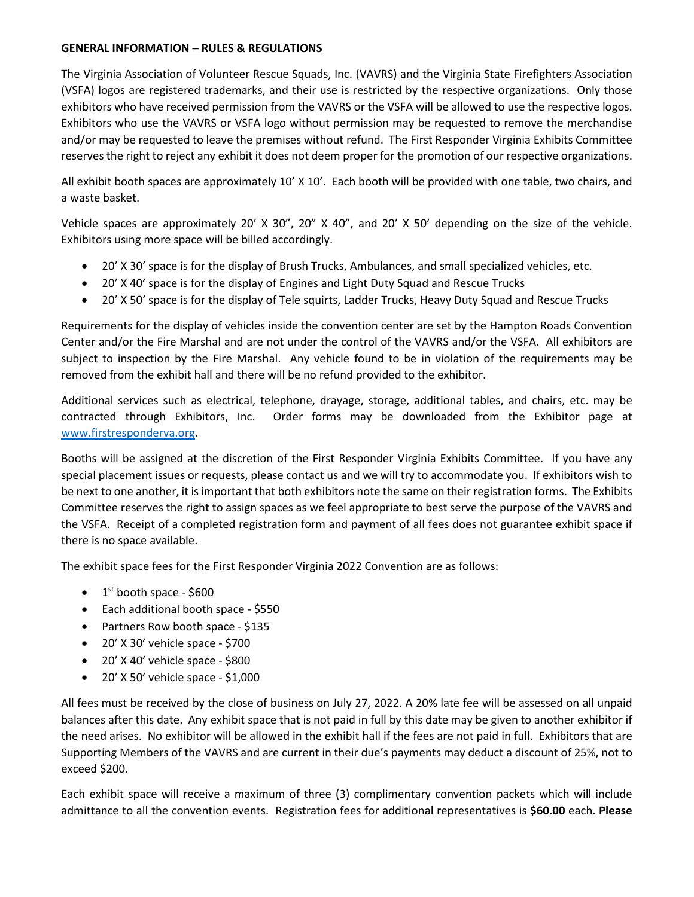**GENERAL INFORMATION – RULES & REGULATIONS**

The Virginia Association of Volunteer Rescue Squads, Inc. (VAVRS) and the Virginia State Firefighters Association (VSFA) logos are registered trademarks, and their use is restricted by the respective organizations. Only those exhibitors who have received permission from the VAVRS or the VSFA will be allowed to use the respective logos. Exhibitors who use the VAVRS or VSFA logo without permission may be requested to remove the merchandise and/or may be requested to leave the premises without refund. The First Responder Virginia Exhibits Committee reserves the right to reject any exhibit it does not deem proper for the promotion of our respective organizations.

All exhibit booth spaces are approximately 10' X 10'. Each booth will be provided with one table, two chairs, and a waste basket.

Vehicle spaces are approximately 20' X 30", 20" X 40", and 20' X 50' depending on the size of the vehicle. Exhibitors using more space will be billed accordingly.

- 20' X 30' space is for the display of Brush Trucks, Ambulances, and small specialized vehicles, etc.
- 20' X 40' space is for the display of Engines and Light Duty Squad and Rescue Trucks
- 20' X 50' space is for the display of Tele squirts, Ladder Trucks, Heavy Duty Squad and Rescue Trucks

Requirements for the display of vehicles inside the convention center are set by the Hampton Roads Convention Center and/or the Fire Marshal and are not under the control of the VAVRS and/or the VSFA. All exhibitors are subject to inspection by the Fire Marshal. Any vehicle found to be in violation of the requirements may be removed from the exhibit hall and there will be no refund provided to the exhibitor.

Additional services such as electrical, telephone, drayage, storage, additional tables, and chairs, etc. may be contracted through Exhibitors, Inc. Order forms may be downloaded from the Exhibitor page at www.firstresponderva.org.

Booths will be assigned at the discretion of the First Responder Virginia Exhibits Committee. If you have any special placement issues or requests, please contact us and we will try to accommodate you. If exhibitors wish to be next to one another, it is important that both exhibitors note the same on their registration forms. The Exhibits Committee reserves the right to assign spaces as we feel appropriate to best serve the purpose of the VAVRS and the VSFA. Receipt of a completed registration form and payment of all fees does not guarantee exhibit space if there is no space available.

The exhibit space fees for the First Responder Virginia 2022 Convention are as follows:

- 1st booth space - $600
- Each additional booth space - $550
- Partners Row booth space - $135
- 20' X 30' vehicle space - $700
- 20' X 40' vehicle space - $800
- 20' X 50' vehicle space - $1,000

All fees must be received by the close of business on July 27, 2022. A 20% late fee will be assessed on all unpaid balances after this date. Any exhibit space that is not paid in full by this date may be given to another exhibitor if the need arises. No exhibitor will be allowed in the exhibit hall if the fees are not paid in full. Exhibitors that are Supporting Members of the VAVRS and are current in their due's payments may deduct a discount of 25%, not to exceed $200.

Each exhibit space will receive a maximum of three (3) complimentary convention packets which will include admittance to all the convention events. Registration fees for additional representatives is **$60.00** each. **Please**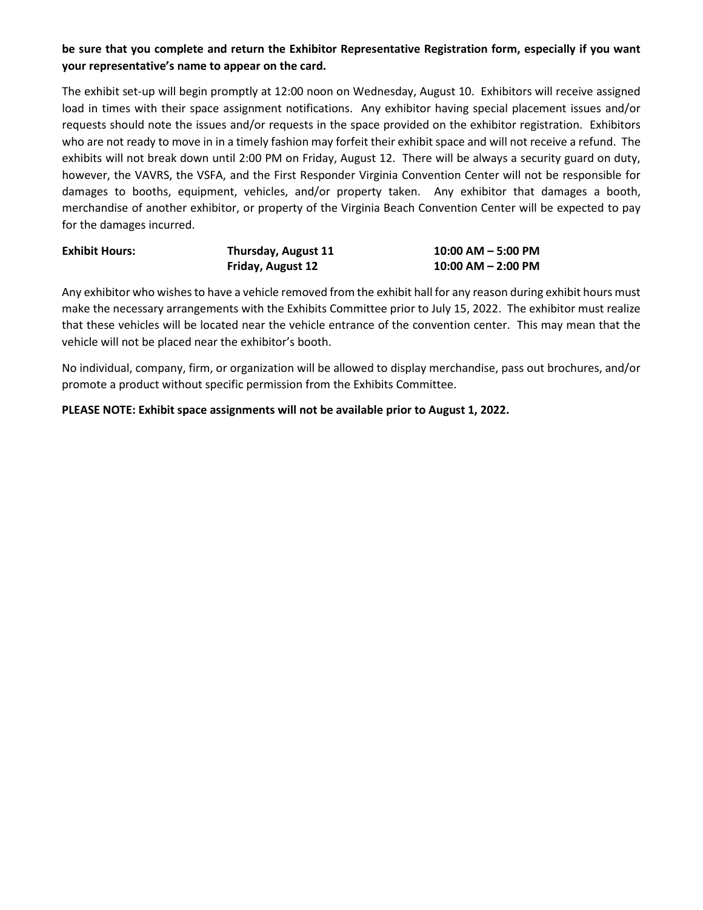**be sure that you complete and return the Exhibitor Representative Registration form, especially if you want your representative's name to appear on the card.**

The exhibit set-up will begin promptly at 12:00 noon on Wednesday, August 10. Exhibitors will receive assigned load in times with their space assignment notifications. Any exhibitor having special placement issues and/or requests should note the issues and/or requests in the space provided on the exhibitor registration. Exhibitors who are not ready to move in in a timely fashion may forfeit their exhibit space and will not receive a refund. The exhibits will not break down until 2:00 PM on Friday, August 12. There will be always a security guard on duty, however, the VAVRS, the VSFA, and the First Responder Virginia Convention Center will not be responsible for damages to booths, equipment, vehicles, and/or property taken. Any exhibitor that damages a booth, merchandise of another exhibitor, or property of the Virginia Beach Convention Center will be expected to pay for the damages incurred.

| **Exhibit Hours:** | **Thursday, August 11** | **10:00 AM – 5:00 PM** |
|---|---|---|
| | **Friday, August 12** | **10:00 AM – 2:00 PM** |

Any exhibitor who wishes to have a vehicle removed from the exhibit hall for any reason during exhibit hours must make the necessary arrangements with the Exhibits Committee prior to July 15, 2022. The exhibitor must realize that these vehicles will be located near the vehicle entrance of the convention center. This may mean that the vehicle will not be placed near the exhibitor's booth.

No individual, company, firm, or organization will be allowed to display merchandise, pass out brochures, and/or promote a product without specific permission from the Exhibits Committee.

**PLEASE NOTE: Exhibit space assignments will not be available prior to August 1, 2022.**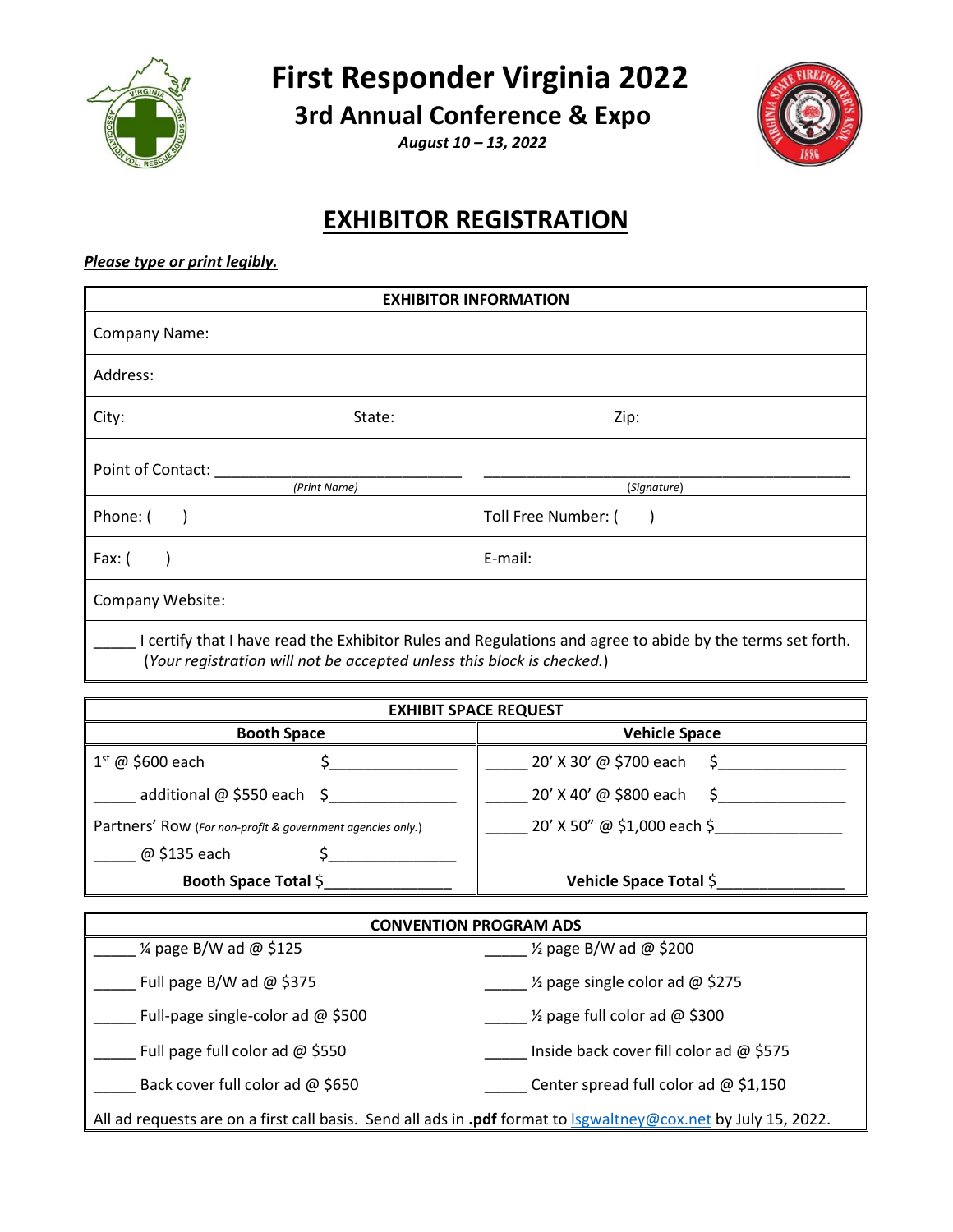# First Responder Virginia 2022

## 3rd Annual Conference & Expo

*August 10 – 13, 2022*

# EXHIBITOR REGISTRATION

***Please type or print legibly.***

| EXHIBITOR INFORMATION | | |
|---|---|---|
| Company Name: | | |
| Address: | | |
| City: | State: | Zip: |
| Point of Contact: ______________________________ *(Print Name)* | ______________________________________________ *(Signature)* | |
| Phone: (    ) | Toll Free Number: (    ) | |
| Fax: (    ) | E-mail: | |
| Company Website: | | |
| _____ I certify that I have read the Exhibitor Rules and Regulations and agree to abide by the terms set forth. (*Your registration will not be accepted unless this block is checked.*) | | |

| EXHIBIT SPACE REQUEST | |
|---|---|
| **Booth Space** | **Vehicle Space** |
| 1st @ $600 each $_______________ | _____ 20' X 30' @ $700 each $_______________ |
| _____ additional @ $550 each $_______________ | _____ 20' X 40' @ $800 each $_______________ |
| Partners' Row (*For non-profit & government agencies only.*) | _____ 20' X 50" @ $1,000 each $_______________ |
| _____ @ $135 each $_______________ | |
| **Booth Space Total** $_______________ | **Vehicle Space Total** $_______________ |

| CONVENTION PROGRAM ADS | |
|---|---|
| _____ ¼ page B/W ad @ $125 | _____ ½ page B/W ad @ $200 |
| _____ Full page B/W ad @ $375 | _____ ½ page single color ad @ $275 |
| _____ Full-page single-color ad @ $500 | _____ ½ page full color ad @ $300 |
| _____ Full page full color ad @ $550 | _____ Inside back cover fill color ad @ $575 |
| _____ Back cover full color ad @ $650 | _____ Center spread full color ad @ $1,150 |
| All ad requests are on a first call basis. Send all ads in **.pdf** format to lsgwaltney@cox.net by July 15, 2022. | |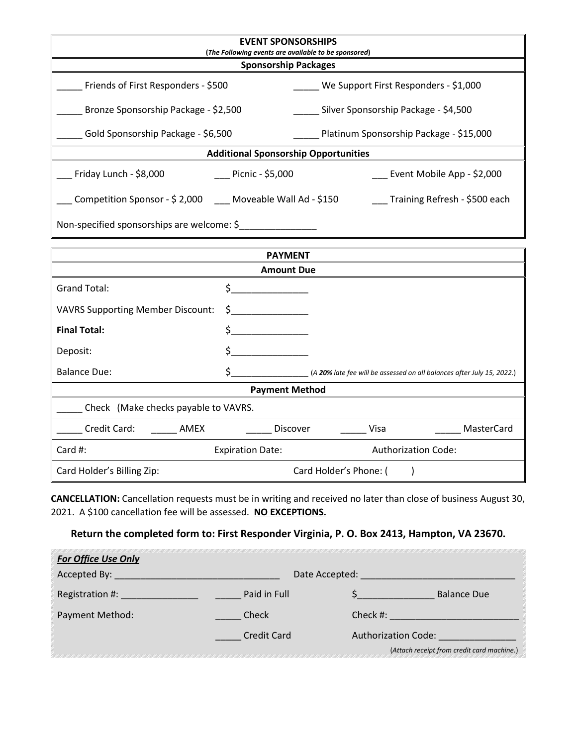## EVENT SPONSORSHIPS

**(*The Following events are available to be sponsored*)**

### Sponsorship Packages

| | |
|---|---|
| _____ Friends of First Responders - $500 | _____ We Support First Responders - $1,000 |
| _____ Bronze Sponsorship Package - $2,500 | _____ Silver Sponsorship Package - $4,500 |
| _____ Gold Sponsorship Package - $6,500 | _____ Platinum Sponsorship Package - $15,000 |

### Additional Sponsorship Opportunities

| | | |
|---|---|---|
| ___ Friday Lunch - $8,000 | ___ Picnic - $5,000 | ___ Event Mobile App - $2,000 |
| ___ Competition Sponsor - $ 2,000 | ___ Moveable Wall Ad - $150 | ___ Training Refresh - $500 each |

Non-specified sponsorships are welcome: $_______________

## PAYMENT

### Amount Due

| | |
|---|---|
| Grand Total: | $_______________ |
| VAVRS Supporting Member Discount: | $_______________ |
| **Final Total:** | $_______________ |
| Deposit: | $_______________ |
| Balance Due: | $_______________ (*A **20%** late fee will be assessed on all balances after July 15, 2022.*) |

### Payment Method

_____ Check (Make checks payable to VAVRS.

_____ Credit Card: _____ AMEX _____ Discover _____ Visa _____ MasterCard

| | | |
|---|---|---|
| Card #: | Expiration Date: | Authorization Code: |
| Card Holder's Billing Zip: | Card Holder's Phone: ( ) | |

**CANCELLATION:** Cancellation requests must be in writing and received no later than close of business August 30, 2021. A $100 cancellation fee will be assessed. **NO EXCEPTIONS.**

**Return the completed form to: First Responder Virginia, P. O. Box 2413, Hampton, VA 23670.**

***For Office Use Only***

Accepted By: _______________________________ Date Accepted: _____________________________

Registration #: _______________ _____ Paid in Full $_______________ Balance Due

Payment Method: _____ Check Check #: ________________________

_____ Credit Card Authorization Code: _______________

(*Attach receipt from credit card machine.*)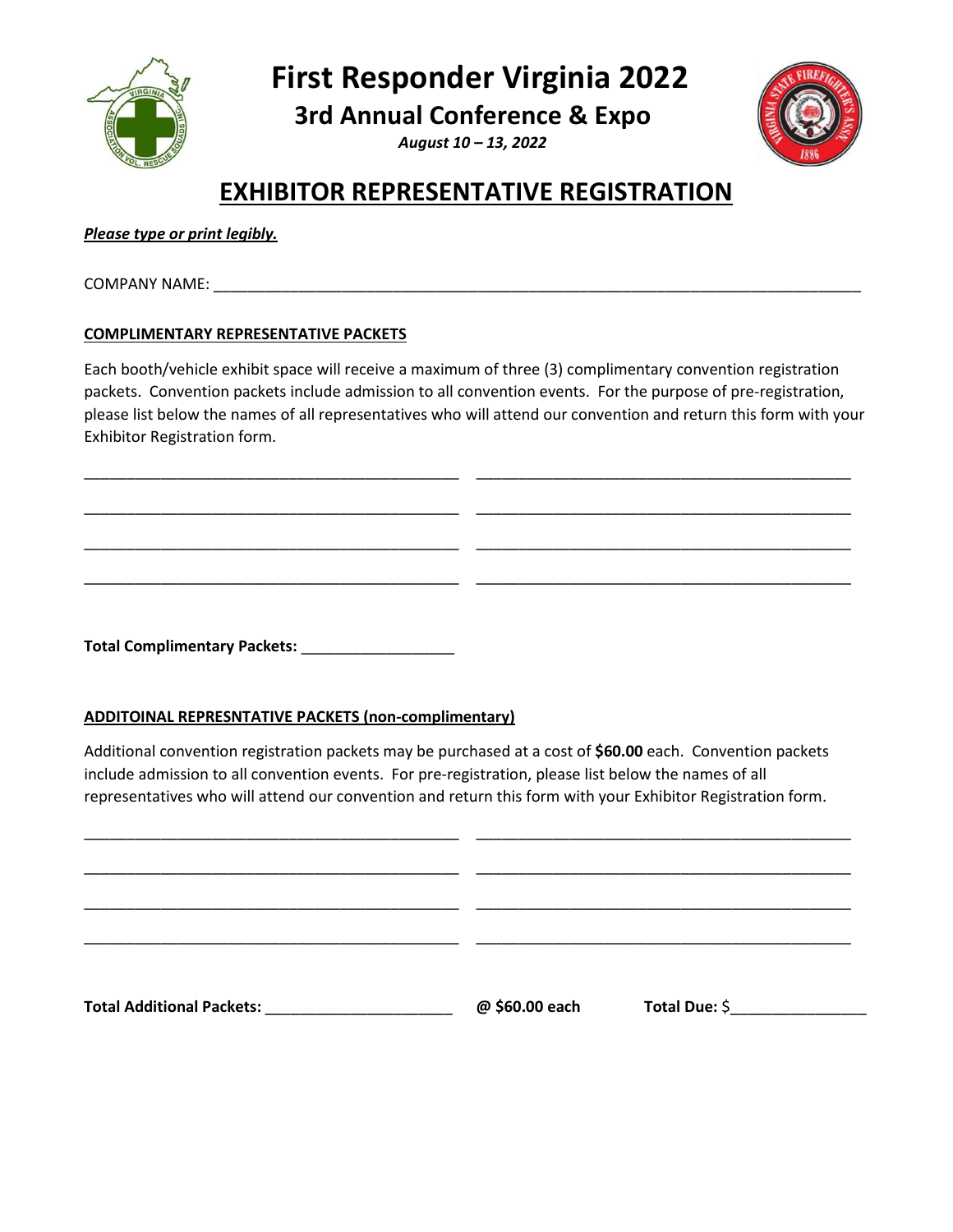# First Responder Virginia 2022

## 3rd Annual Conference & Expo

*August 10 – 13, 2022*

## EXHIBITOR REPRESENTATIVE REGISTRATION

***Please type or print legibly.***

COMPANY NAME: ______________________________________________________________________________

**COMPLIMENTARY REPRESENTATIVE PACKETS**

Each booth/vehicle exhibit space will receive a maximum of three (3) complimentary convention registration packets. Convention packets include admission to all convention events. For the purpose of pre-registration, please list below the names of all representatives who will attend our convention and return this form with your Exhibitor Registration form.

_____________________________________________ _____________________________________________

_____________________________________________ _____________________________________________

_____________________________________________ _____________________________________________

_____________________________________________ _____________________________________________

**Total Complimentary Packets:** __________________

**ADDITOINAL REPRESNTATIVE PACKETS (non-complimentary)**

Additional convention registration packets may be purchased at a cost of **$60.00** each. Convention packets include admission to all convention events. For pre-registration, please list below the names of all representatives who will attend our convention and return this form with your Exhibitor Registration form.

_____________________________________________ _____________________________________________

_____________________________________________ _____________________________________________

_____________________________________________ _____________________________________________

_____________________________________________ _____________________________________________

**Total Additional Packets:** ______________________ **@ $60.00 each** **Total Due:** $________________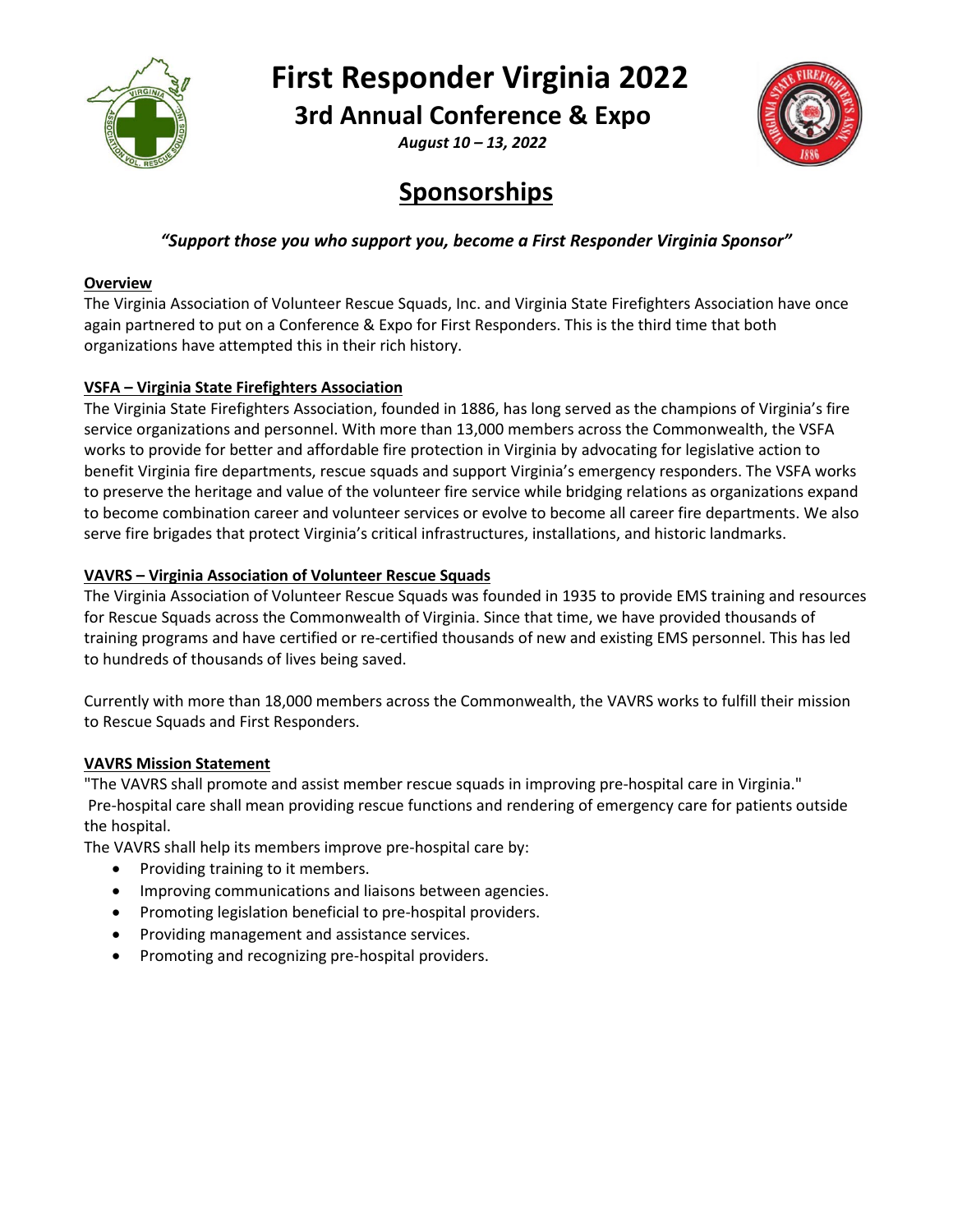# First Responder Virginia 2022

## 3rd Annual Conference & Expo

***August 10 – 13, 2022***

## Sponsorships

***"Support those you who support you, become a First Responder Virginia Sponsor"***

**Overview**

The Virginia Association of Volunteer Rescue Squads, Inc. and Virginia State Firefighters Association have once again partnered to put on a Conference & Expo for First Responders. This is the third time that both organizations have attempted this in their rich history.

**VSFA – Virginia State Firefighters Association**

The Virginia State Firefighters Association, founded in 1886, has long served as the champions of Virginia's fire service organizations and personnel. With more than 13,000 members across the Commonwealth, the VSFA works to provide for better and affordable fire protection in Virginia by advocating for legislative action to benefit Virginia fire departments, rescue squads and support Virginia's emergency responders. The VSFA works to preserve the heritage and value of the volunteer fire service while bridging relations as organizations expand to become combination career and volunteer services or evolve to become all career fire departments. We also serve fire brigades that protect Virginia's critical infrastructures, installations, and historic landmarks.

**VAVRS – Virginia Association of Volunteer Rescue Squads**

The Virginia Association of Volunteer Rescue Squads was founded in 1935 to provide EMS training and resources for Rescue Squads across the Commonwealth of Virginia. Since that time, we have provided thousands of training programs and have certified or re-certified thousands of new and existing EMS personnel. This has led to hundreds of thousands of lives being saved.

Currently with more than 18,000 members across the Commonwealth, the VAVRS works to fulfill their mission to Rescue Squads and First Responders.

**VAVRS Mission Statement**

"The VAVRS shall promote and assist member rescue squads in improving pre-hospital care in Virginia."
Pre-hospital care shall mean providing rescue functions and rendering of emergency care for patients outside the hospital.
The VAVRS shall help its members improve pre-hospital care by:

- Providing training to it members.
- Improving communications and liaisons between agencies.
- Promoting legislation beneficial to pre-hospital providers.
- Providing management and assistance services.
- Promoting and recognizing pre-hospital providers.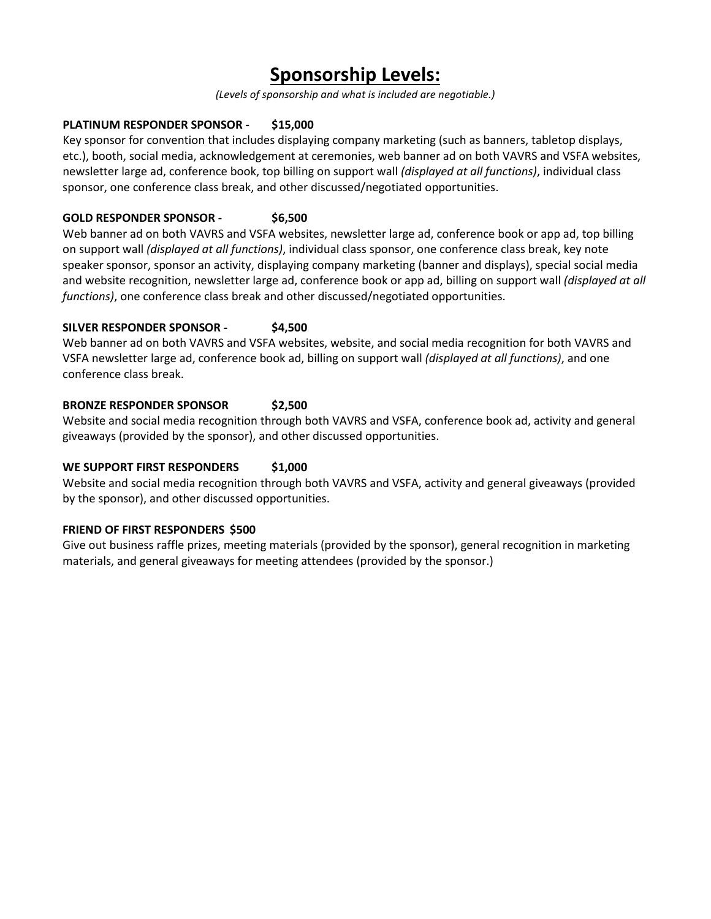# Sponsorship Levels:

*(Levels of sponsorship and what is included are negotiable.)*

**PLATINUM RESPONDER SPONSOR - $15,000**
Key sponsor for convention that includes displaying company marketing (such as banners, tabletop displays, etc.), booth, social media, acknowledgement at ceremonies, web banner ad on both VAVRS and VSFA websites, newsletter large ad, conference book, top billing on support wall *(displayed at all functions)*, individual class sponsor, one conference class break, and other discussed/negotiated opportunities.

**GOLD RESPONDER SPONSOR - $6,500**
Web banner ad on both VAVRS and VSFA websites, newsletter large ad, conference book or app ad, top billing on support wall *(displayed at all functions)*, individual class sponsor, one conference class break, key note speaker sponsor, sponsor an activity, displaying company marketing (banner and displays), special social media and website recognition, newsletter large ad, conference book or app ad, billing on support wall *(displayed at all functions)*, one conference class break and other discussed/negotiated opportunities.

**SILVER RESPONDER SPONSOR - $4,500**
Web banner ad on both VAVRS and VSFA websites, website, and social media recognition for both VAVRS and VSFA newsletter large ad, conference book ad, billing on support wall *(displayed at all functions)*, and one conference class break.

**BRONZE RESPONDER SPONSOR $2,500**
Website and social media recognition through both VAVRS and VSFA, conference book ad, activity and general giveaways (provided by the sponsor), and other discussed opportunities.

**WE SUPPORT FIRST RESPONDERS $1,000**
Website and social media recognition through both VAVRS and VSFA, activity and general giveaways (provided by the sponsor), and other discussed opportunities.

**FRIEND OF FIRST RESPONDERS $500**
Give out business raffle prizes, meeting materials (provided by the sponsor), general recognition in marketing materials, and general giveaways for meeting attendees (provided by the sponsor.)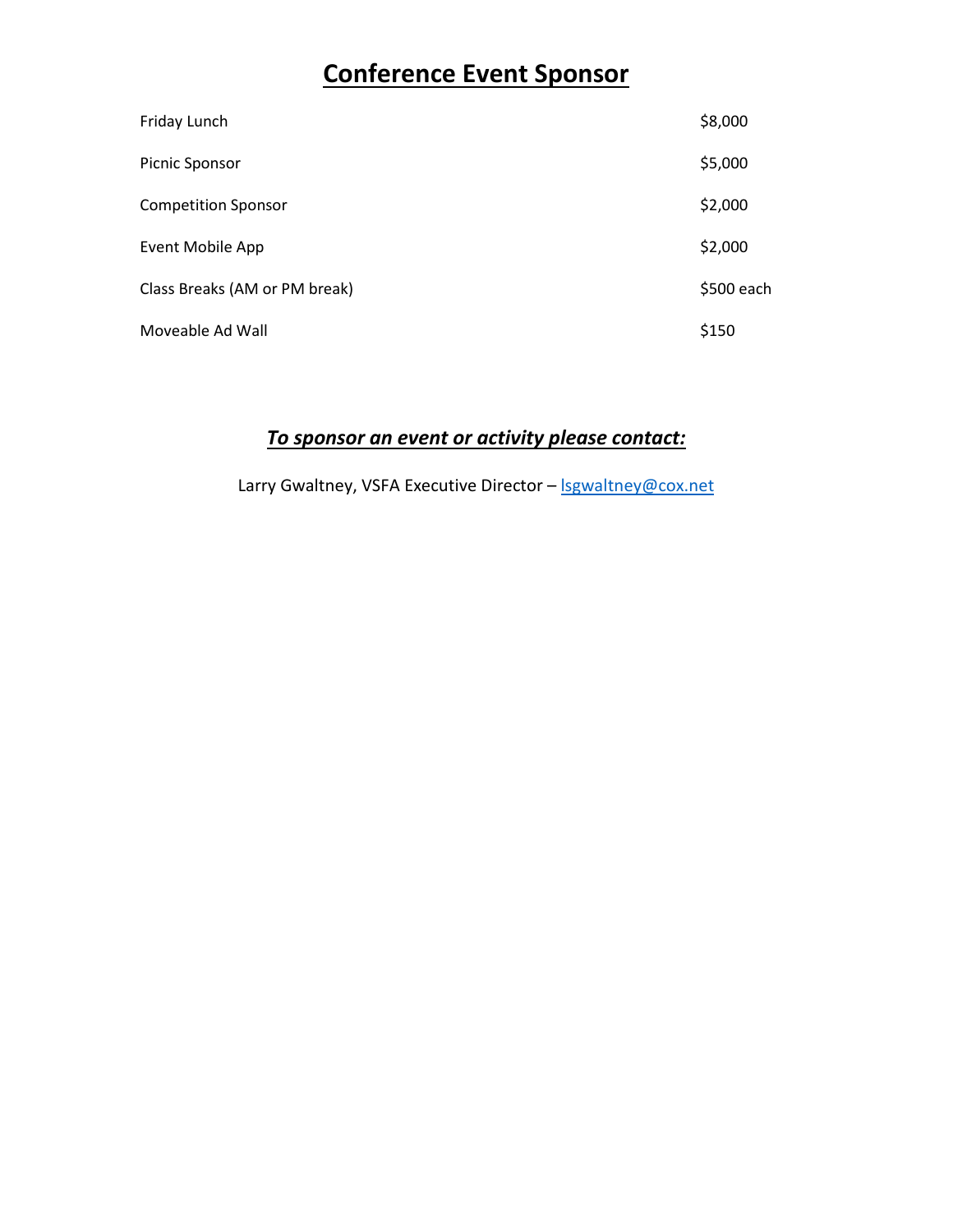# Conference Event Sponsor

| | |
|---|---|
| Friday Lunch | $8,000 |
| Picnic Sponsor | $5,000 |
| Competition Sponsor | $2,000 |
| Event Mobile App | $2,000 |
| Class Breaks (AM or PM break) | $500 each |
| Moveable Ad Wall | $150 |

## ***To sponsor an event or activity please contact:***

Larry Gwaltney, VSFA Executive Director – lsgwaltney@cox.net